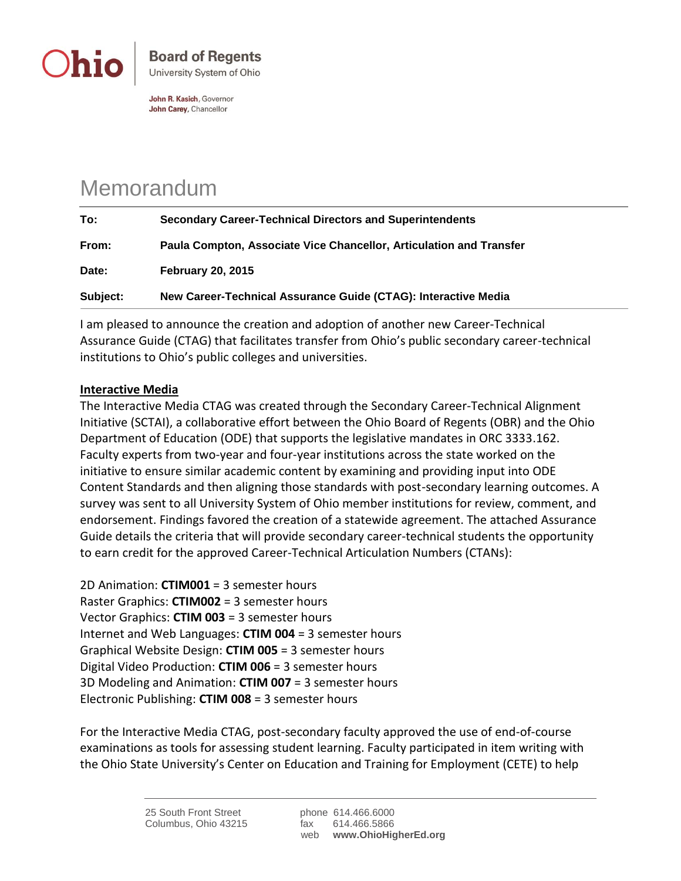**Ohio** | **Board of Regents**
University System of Ohio

**John R. Kasich**, Governor
**John Carey**, Chancellor

# Memorandum

| | |
|---|---|
| **To:** | **Secondary Career-Technical Directors and Superintendents** |
| **From:** | **Paula Compton, Associate Vice Chancellor, Articulation and Transfer** |
| **Date:** | **February 20, 2015** |
| **Subject:** | **New Career-Technical Assurance Guide (CTAG): Interactive Media** |

I am pleased to announce the creation and adoption of another new Career-Technical Assurance Guide (CTAG) that facilitates transfer from Ohio's public secondary career-technical institutions to Ohio's public colleges and universities.

**Interactive Media**

The Interactive Media CTAG was created through the Secondary Career-Technical Alignment Initiative (SCTAI), a collaborative effort between the Ohio Board of Regents (OBR) and the Ohio Department of Education (ODE) that supports the legislative mandates in ORC 3333.162. Faculty experts from two-year and four-year institutions across the state worked on the initiative to ensure similar academic content by examining and providing input into ODE Content Standards and then aligning those standards with post-secondary learning outcomes. A survey was sent to all University System of Ohio member institutions for review, comment, and endorsement. Findings favored the creation of a statewide agreement. The attached Assurance Guide details the criteria that will provide secondary career-technical students the opportunity to earn credit for the approved Career-Technical Articulation Numbers (CTANs):

2D Animation: **CTIM001** = 3 semester hours
Raster Graphics: **CTIM002** = 3 semester hours
Vector Graphics: **CTIM 003** = 3 semester hours
Internet and Web Languages: **CTIM 004** = 3 semester hours
Graphical Website Design: **CTIM 005** = 3 semester hours
Digital Video Production: **CTIM 006** = 3 semester hours
3D Modeling and Animation: **CTIM 007** = 3 semester hours
Electronic Publishing: **CTIM 008** = 3 semester hours

For the Interactive Media CTAG, post-secondary faculty approved the use of end-of-course examinations as tools for assessing student learning. Faculty participated in item writing with the Ohio State University's Center on Education and Training for Employment (CETE) to help

25 South Front Street
Columbus, Ohio 43215

phone 614.466.6000
fax 614.466.5866
web **www.OhioHigherEd.org**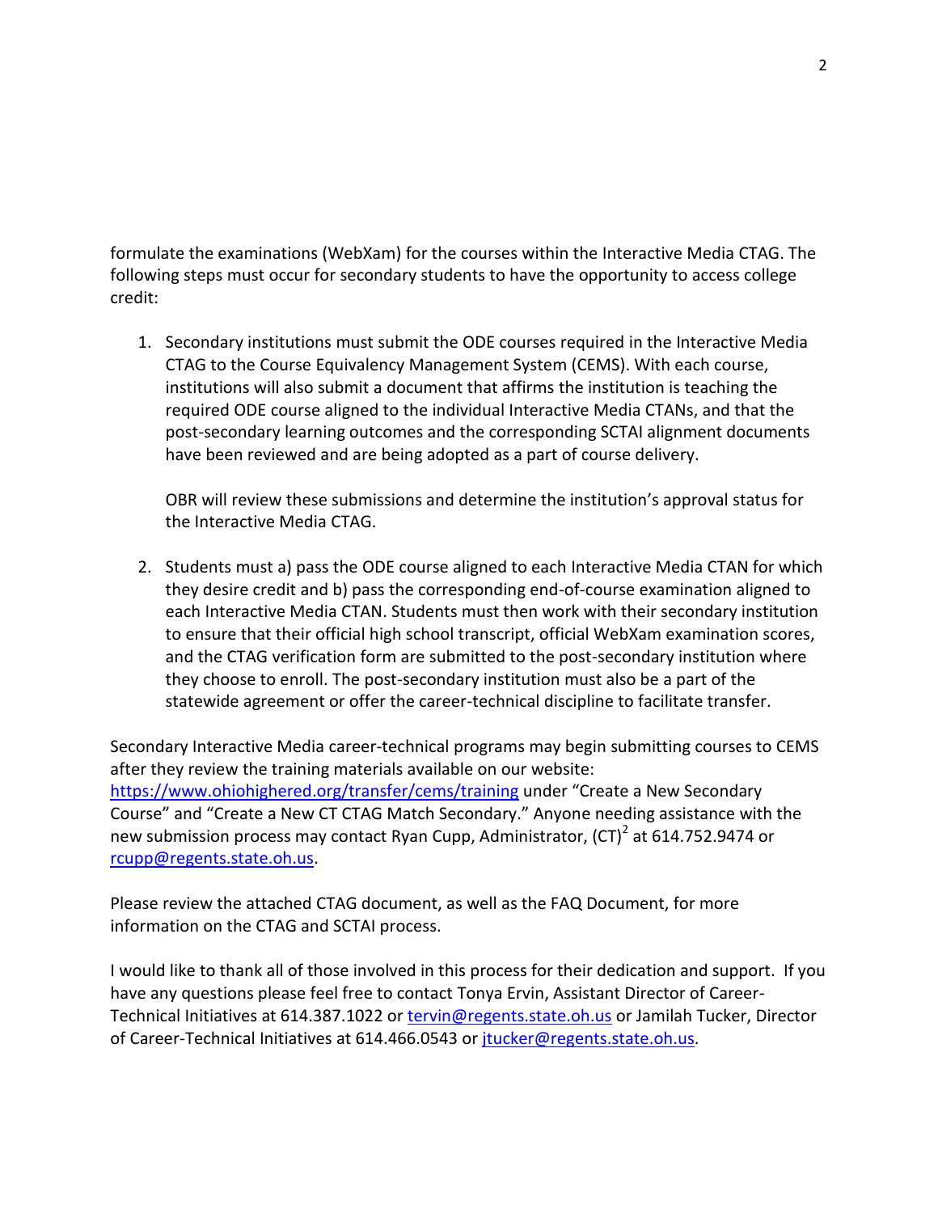formulate the examinations (WebXam) for the courses within the Interactive Media CTAG. The following steps must occur for secondary students to have the opportunity to access college credit:

1. Secondary institutions must submit the ODE courses required in the Interactive Media CTAG to the Course Equivalency Management System (CEMS). With each course, institutions will also submit a document that affirms the institution is teaching the required ODE course aligned to the individual Interactive Media CTANs, and that the post-secondary learning outcomes and the corresponding SCTAI alignment documents have been reviewed and are being adopted as a part of course delivery.

   OBR will review these submissions and determine the institution's approval status for the Interactive Media CTAG.

2. Students must a) pass the ODE course aligned to each Interactive Media CTAN for which they desire credit and b) pass the corresponding end-of-course examination aligned to each Interactive Media CTAN. Students must then work with their secondary institution to ensure that their official high school transcript, official WebXam examination scores, and the CTAG verification form are submitted to the post-secondary institution where they choose to enroll. The post-secondary institution must also be a part of the statewide agreement or offer the career-technical discipline to facilitate transfer.

Secondary Interactive Media career-technical programs may begin submitting courses to CEMS after they review the training materials available on our website: https://www.ohiohighered.org/transfer/cems/training under "Create a New Secondary Course" and "Create a New CT CTAG Match Secondary." Anyone needing assistance with the new submission process may contact Ryan Cupp, Administrator, $(CT)^2$ at 614.752.9474 or rcupp@regents.state.oh.us.

Please review the attached CTAG document, as well as the FAQ Document, for more information on the CTAG and SCTAI process.

I would like to thank all of those involved in this process for their dedication and support. If you have any questions please feel free to contact Tonya Ervin, Assistant Director of Career-Technical Initiatives at 614.387.1022 or tervin@regents.state.oh.us or Jamilah Tucker, Director of Career-Technical Initiatives at 614.466.0543 or jtucker@regents.state.oh.us.